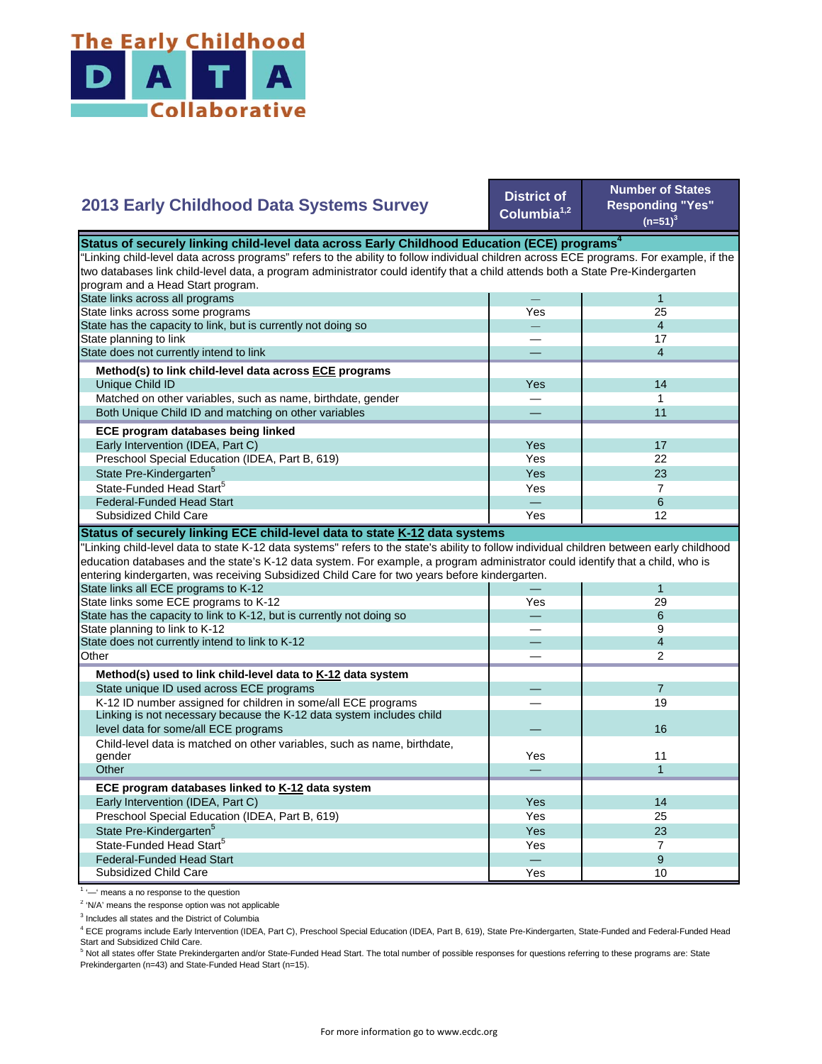The Early Childhood DATA Collaborative

## 2013 Early Childhood Data Systems Survey

| | District of Columbia[1,2] | Number of States Responding "Yes" (n=51)[3] |
|---|---|---|
| **Status of securely linking child-level data across Early Childhood Education (ECE) programs[4]** | | |
| "Linking child-level data across programs" refers to the ability to follow individual children across ECE programs. For example, if the two databases link child-level data, a program administrator could identify that a child attends both a State Pre-Kindergarten program and a Head Start program. | | |
| State links across all programs | — | 1 |
| State links across some programs | Yes | 25 |
| State has the capacity to link, but is currently not doing so | — | 4 |
| State planning to link | — | 17 |
| State does not currently intend to link | — | 4 |
| **Method(s) to link child-level data across ECE programs** | | |
| Unique Child ID | Yes | 14 |
| Matched on other variables, such as name, birthdate, gender | — | 1 |
| Both Unique Child ID and matching on other variables | — | 11 |
| **ECE program databases being linked** | | |
| Early Intervention (IDEA, Part C) | Yes | 17 |
| Preschool Special Education (IDEA, Part B, 619) | Yes | 22 |
| State Pre-Kindergarten[5] | Yes | 23 |
| State-Funded Head Start[5] | Yes | 7 |
| Federal-Funded Head Start | — | 6 |
| Subsidized Child Care | Yes | 12 |
| **Status of securely linking ECE child-level data to state K-12 data systems** | | |
| "Linking child-level data to state K-12 data systems" refers to the state's ability to follow individual children between early childhood education databases and the state's K-12 data system. For example, a program administrator could identify that a child, who is entering kindergarten, was receiving Subsidized Child Care for two years before kindergarten. | | |
| State links all ECE programs to K-12 | — | 1 |
| State links some ECE programs to K-12 | Yes | 29 |
| State has the capacity to link to K-12, but is currently not doing so | — | 6 |
| State planning to link to K-12 | — | 9 |
| State does not currently intend to link to K-12 | — | 4 |
| Other | — | 2 |
| **Method(s) used to link child-level data to K-12 data system** | | |
| State unique ID used across ECE programs | — | 7 |
| K-12 ID number assigned for children in some/all ECE programs | — | 19 |
| Linking is not necessary because the K-12 data system includes child level data for some/all ECE programs | — | 16 |
| Child-level data is matched on other variables, such as name, birthdate, gender | Yes | 11 |
| Other | — | 1 |
| **ECE program databases linked to K-12 data system** | | |
| Early Intervention (IDEA, Part C) | Yes | 14 |
| Preschool Special Education (IDEA, Part B, 619) | Yes | 25 |
| State Pre-Kindergarten[5] | Yes | 23 |
| State-Funded Head Start[5] | Yes | 7 |
| Federal-Funded Head Start | — | 9 |
| Subsidized Child Care | Yes | 10 |

[1] '—' means a no response to the question

[2] 'N/A' means the response option was not applicable

[3] Includes all states and the District of Columbia

[4] ECE programs include Early Intervention (IDEA, Part C), Preschool Special Education (IDEA, Part B, 619), State Pre-Kindergarten, State-Funded and Federal-Funded Head Start and Subsidized Child Care.

[5] Not all states offer State Prekindergarten and/or State-Funded Head Start. The total number of possible responses for questions referring to these programs are: State Prekindergarten (n=43) and State-Funded Head Start (n=15).

For more information go to www.ecdc.org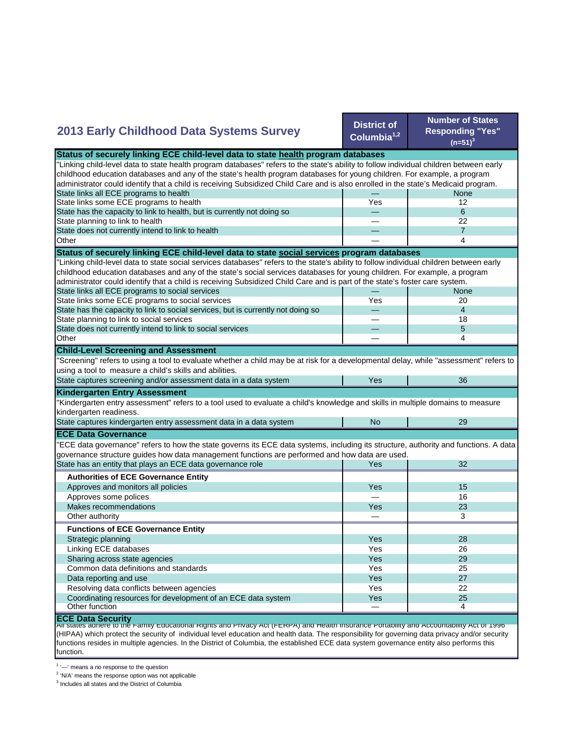| 2013 Early Childhood Data Systems Survey | District of Columbia[1,2] | Number of States Responding "Yes" (n=51)[3] |
| --- | --- | --- |
| **Status of securely linking ECE child-level data to state health program databases** | | |
| "Linking child-level data to state health program databases" refers to the state's ability to follow individual children between early childhood education databases and any of the state's health program databases for young children. For example, a program administrator could identify that a child is receiving Subsidized Child Care and is also enrolled in the state's Medicaid program. | | |
| State links all ECE programs to health | — | None |
| State links some ECE programs to health | Yes | 12 |
| State has the capacity to link to health, but is currently not doing so | — | 6 |
| State planning to link to health | — | 22 |
| State does not currently intend to link to health | — | 7 |
| Other | — | 4 |
| **Status of securely linking ECE child-level data to state social services program databases** | | |
| "Linking child-level data to state social services databases" refers to the state's ability to follow individual children between early childhood education databases and any of the state's social services databases for young children. For example, a program administrator could identify that a child is receiving Subsidized Child Care and is part of the state's foster care system. | | |
| State links all ECE programs to social services | — | None |
| State links some ECE programs to social services | Yes | 20 |
| State has the capacity to link to social services, but is currently not doing so | — | 4 |
| State planning to link to social services | — | 18 |
| State does not currently intend to link to social services | — | 5 |
| Other | — | 4 |
| **Child-Level Screening and Assessment** | | |
| "Screening" refers to using a tool to evaluate whether a child may be at risk for a developmental delay, while "assessment" refers to using a tool to measure a child's skills and abilities. | | |
| State captures screening and/or assessment data in a data system | Yes | 36 |
| **Kindergarten Entry Assessment** | | |
| "Kindergarten entry assessment" refers to a tool used to evaluate a child's knowledge and skills in multiple domains to measure kindergarten readiness. | | |
| State captures kindergarten entry assessment data in a data system | No | 29 |
| **ECE Data Governance** | | |
| "ECE data governance" refers to how the state governs its ECE data systems, including its structure, authority and functions. A data governance structure guides how data management functions are performed and how data are used. | | |
| State has an entity that plays an ECE data governance role | Yes | 32 |
| **Authorities of ECE Governance Entity** | | |
| Approves and monitors all policies | Yes | 15 |
| Approves some polices | — | 16 |
| Makes recommendations | Yes | 23 |
| Other authority | — | 3 |
| **Functions of ECE Governance Entity** | | |
| Strategic planning | Yes | 28 |
| Linking ECE databases | Yes | 26 |
| Sharing across state agencies | Yes | 29 |
| Common data definitions and standards | Yes | 25 |
| Data reporting and use | Yes | 27 |
| Resolving data conflicts between agencies | Yes | 22 |
| Coordinating resources for development of an ECE data system | Yes | 25 |
| Other function | — | 4 |
| **ECE Data Security** | | |
| All states adhere to the Family Educational Rights and Privacy Act (FERPA) and Health Insurance Portability and Accountability Act of 1996 (HIPAA) which protect the security of individual level education and health data. The responsibility for governing data privacy and/or security functions resides in multiple agencies. In the District of Columbia, the established ECE data system governance entity also performs this function. | | |

[1] '—' means a no response to the question

[2] 'N/A' means the response option was not applicable

[3] Includes all states and the District of Columbia